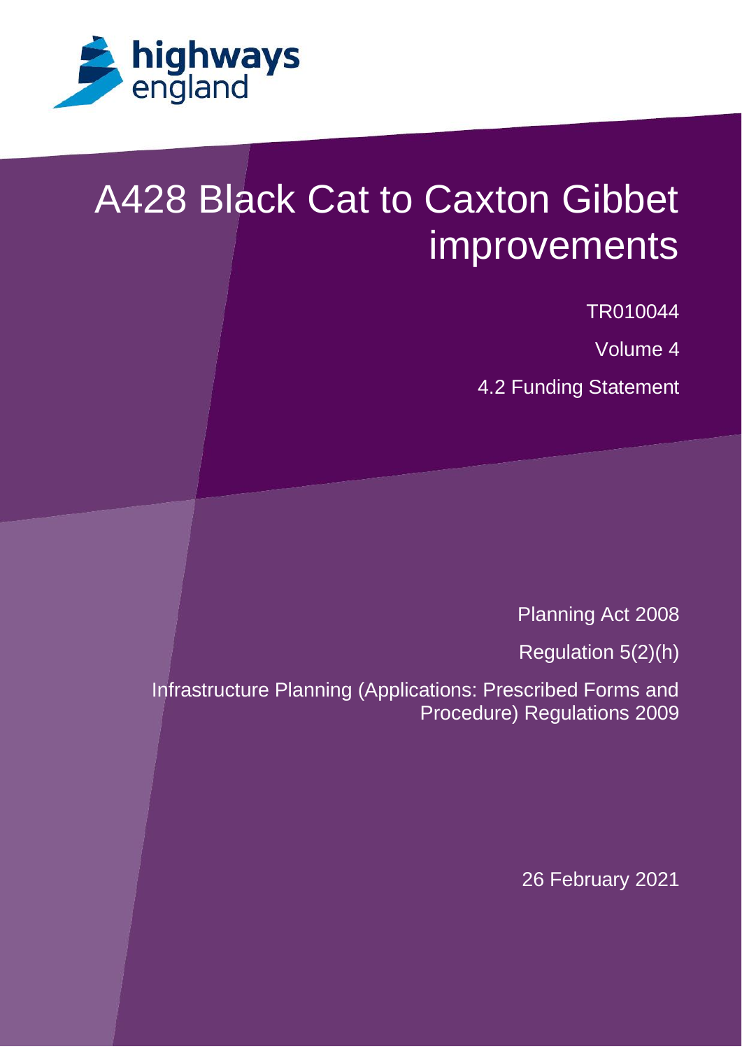highways england

# A428 Black Cat to Caxton Gibbet improvements

TR010044

Volume 4

4.2 Funding Statement

Planning Act 2008

Regulation 5(2)(h)

Infrastructure Planning (Applications: Prescribed Forms and Procedure) Regulations 2009

26 February 2021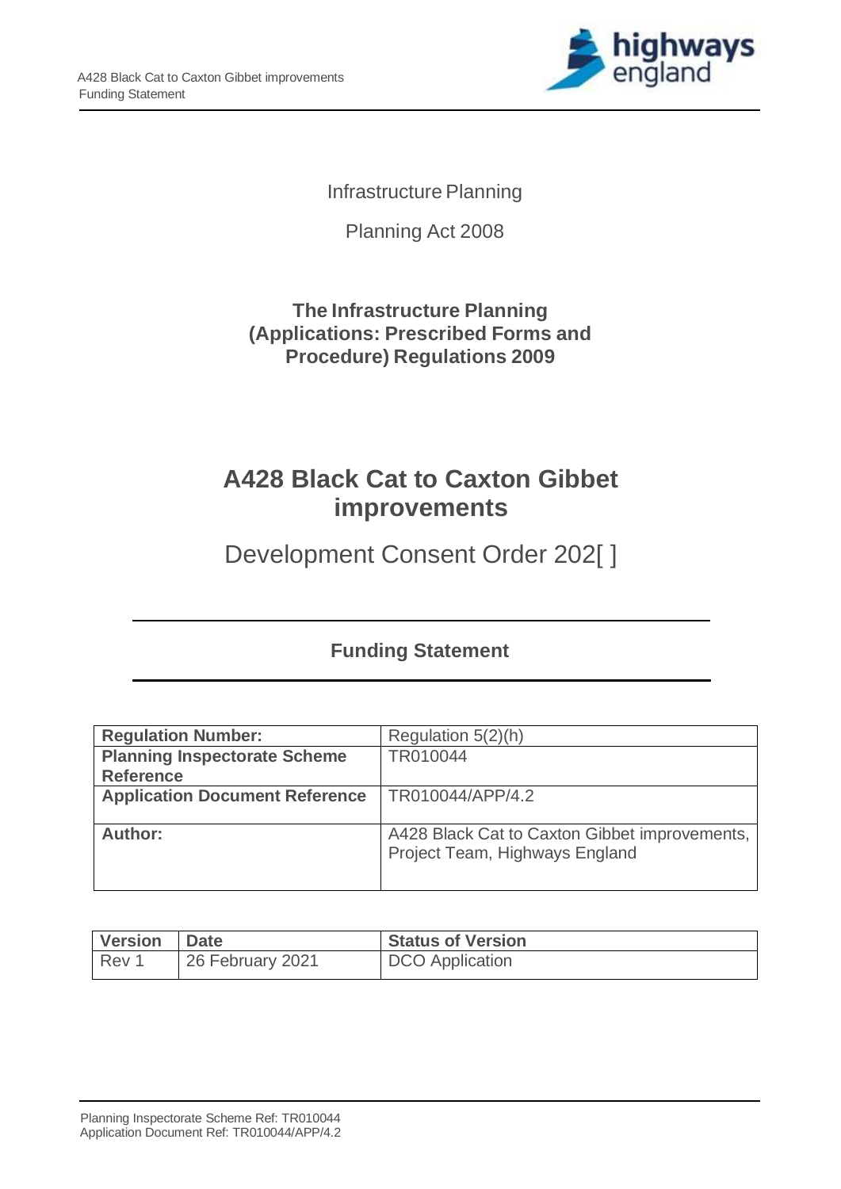Infrastructure Planning

Planning Act 2008

**The Infrastructure Planning (Applications: Prescribed Forms and Procedure) Regulations 2009**

# A428 Black Cat to Caxton Gibbet improvements

## Development Consent Order 202[ ]

### Funding Statement

| | |
|---|---|
| **Regulation Number:** | Regulation 5(2)(h) |
| **Planning Inspectorate Scheme Reference** | TR010044 |
| **Application Document Reference** | TR010044/APP/4.2 |
| **Author:** | A428 Black Cat to Caxton Gibbet improvements, Project Team, Highways England |

| Version | Date | Status of Version |
|---|---|---|
| Rev 1 | 26 February 2021 | DCO Application |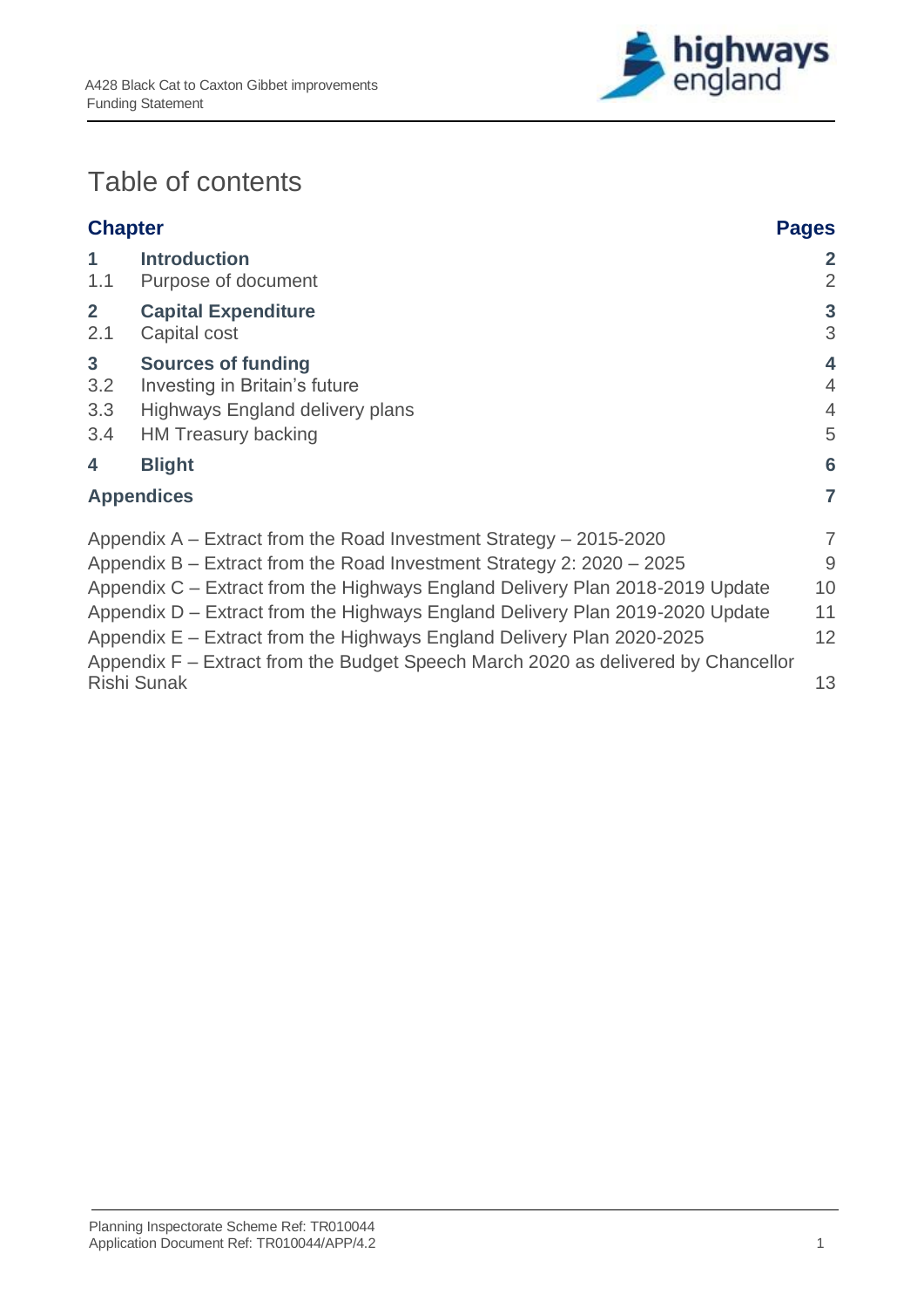# Table of contents

| Chapter | | Pages |
|---|---|---|
| **1** | **Introduction** | **2** |
| 1.1 | Purpose of document | 2 |
| **2** | **Capital Expenditure** | **3** |
| 2.1 | Capital cost | 3 |
| **3** | **Sources of funding** | **4** |
| 3.2 | Investing in Britain's future | 4 |
| 3.3 | Highways England delivery plans | 4 |
| 3.4 | HM Treasury backing | 5 |
| **4** | **Blight** | **6** |
| **Appendices** | | **7** |

| | |
|---|---|
| Appendix A – Extract from the Road Investment Strategy – 2015-2020 | 7 |
| Appendix B – Extract from the Road Investment Strategy 2: 2020 – 2025 | 9 |
| Appendix C – Extract from the Highways England Delivery Plan 2018-2019 Update | 10 |
| Appendix D – Extract from the Highways England Delivery Plan 2019-2020 Update | 11 |
| Appendix E – Extract from the Highways England Delivery Plan 2020-2025 | 12 |
| Appendix F – Extract from the Budget Speech March 2020 as delivered by Chancellor Rishi Sunak | 13 |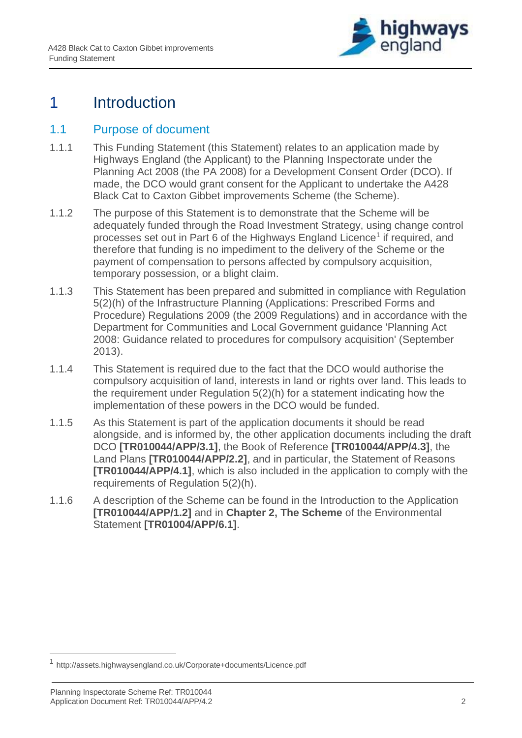# 1 Introduction

## 1.1 Purpose of document

1.1.1 This Funding Statement (this Statement) relates to an application made by Highways England (the Applicant) to the Planning Inspectorate under the Planning Act 2008 (the PA 2008) for a Development Consent Order (DCO). If made, the DCO would grant consent for the Applicant to undertake the A428 Black Cat to Caxton Gibbet improvements Scheme (the Scheme).

1.1.2 The purpose of this Statement is to demonstrate that the Scheme will be adequately funded through the Road Investment Strategy, using change control processes set out in Part 6 of the Highways England Licence[1] if required, and therefore that funding is no impediment to the delivery of the Scheme or the payment of compensation to persons affected by compulsory acquisition, temporary possession, or a blight claim.

1.1.3 This Statement has been prepared and submitted in compliance with Regulation 5(2)(h) of the Infrastructure Planning (Applications: Prescribed Forms and Procedure) Regulations 2009 (the 2009 Regulations) and in accordance with the Department for Communities and Local Government guidance 'Planning Act 2008: Guidance related to procedures for compulsory acquisition' (September 2013).

1.1.4 This Statement is required due to the fact that the DCO would authorise the compulsory acquisition of land, interests in land or rights over land. This leads to the requirement under Regulation 5(2)(h) for a statement indicating how the implementation of these powers in the DCO would be funded.

1.1.5 As this Statement is part of the application documents it should be read alongside, and is informed by, the other application documents including the draft DCO **[TR010044/APP/3.1]**, the Book of Reference **[TR010044/APP/4.3]**, the Land Plans **[TR010044/APP/2.2]**, and in particular, the Statement of Reasons **[TR010044/APP/4.1]**, which is also included in the application to comply with the requirements of Regulation 5(2)(h).

1.1.6 A description of the Scheme can be found in the Introduction to the Application **[TR010044/APP/1.2]** and in **Chapter 2, The Scheme** of the Environmental Statement **[TR01004/APP/6.1]**.

[1] http://assets.highwaysengland.co.uk/Corporate+documents/Licence.pdf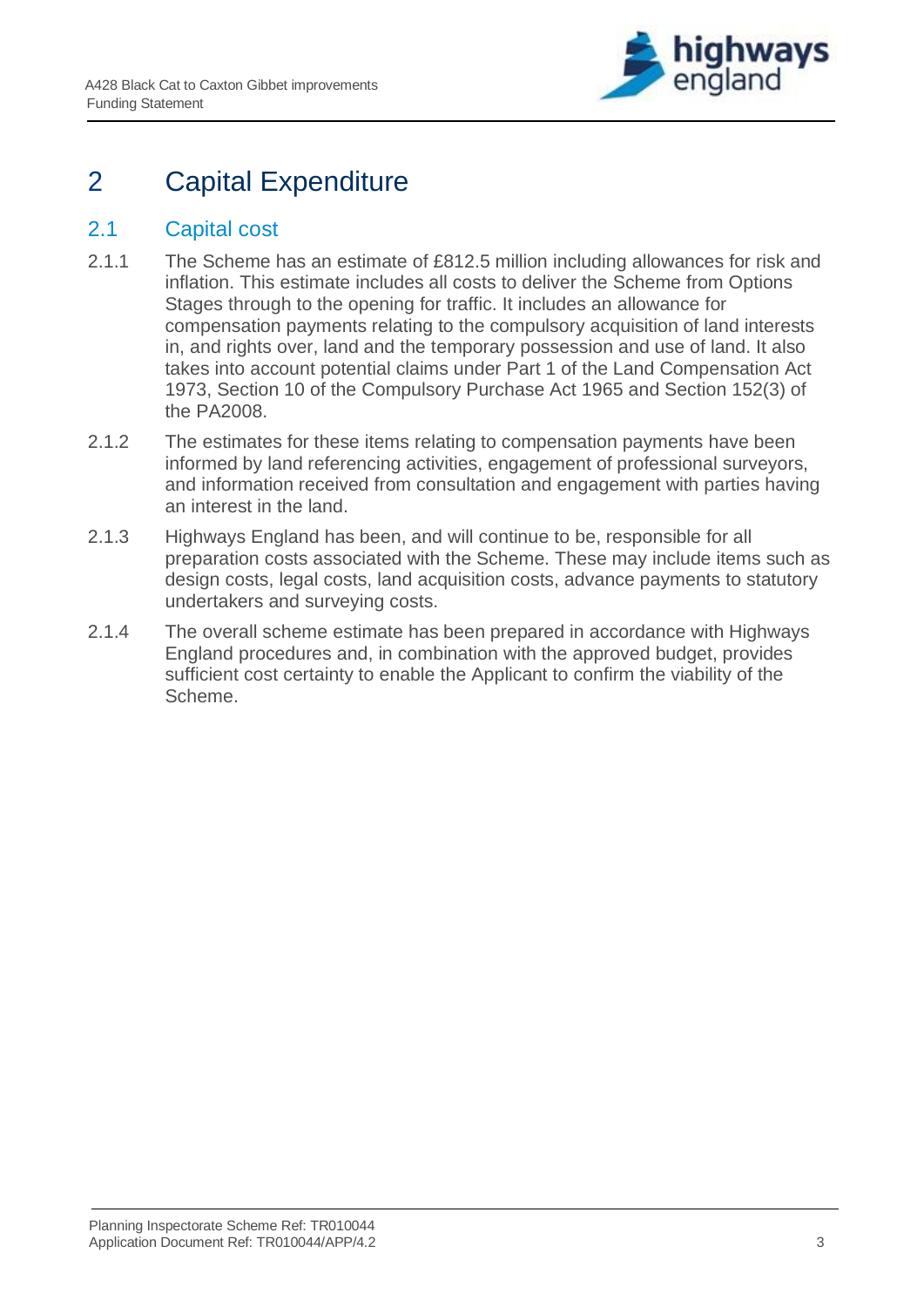# 2 Capital Expenditure

## 2.1 Capital cost

2.1.1 The Scheme has an estimate of £812.5 million including allowances for risk and inflation. This estimate includes all costs to deliver the Scheme from Options Stages through to the opening for traffic. It includes an allowance for compensation payments relating to the compulsory acquisition of land interests in, and rights over, land and the temporary possession and use of land. It also takes into account potential claims under Part 1 of the Land Compensation Act 1973, Section 10 of the Compulsory Purchase Act 1965 and Section 152(3) of the PA2008.

2.1.2 The estimates for these items relating to compensation payments have been informed by land referencing activities, engagement of professional surveyors, and information received from consultation and engagement with parties having an interest in the land.

2.1.3 Highways England has been, and will continue to be, responsible for all preparation costs associated with the Scheme. These may include items such as design costs, legal costs, land acquisition costs, advance payments to statutory undertakers and surveying costs.

2.1.4 The overall scheme estimate has been prepared in accordance with Highways England procedures and, in combination with the approved budget, provides sufficient cost certainty to enable the Applicant to confirm the viability of the Scheme.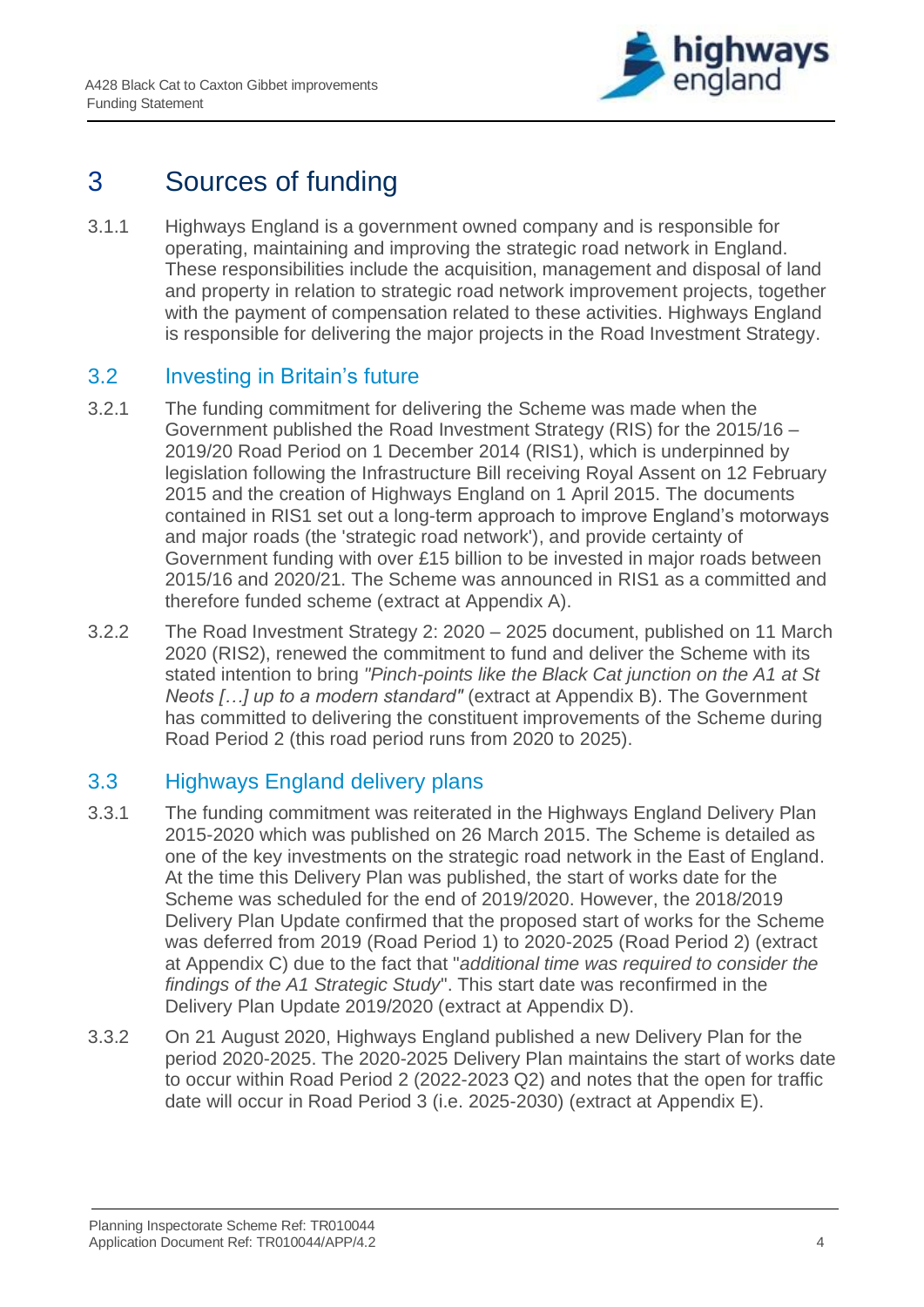# 3 Sources of funding

3.1.1 Highways England is a government owned company and is responsible for operating, maintaining and improving the strategic road network in England. These responsibilities include the acquisition, management and disposal of land and property in relation to strategic road network improvement projects, together with the payment of compensation related to these activities. Highways England is responsible for delivering the major projects in the Road Investment Strategy.

## 3.2 Investing in Britain's future

3.2.1 The funding commitment for delivering the Scheme was made when the Government published the Road Investment Strategy (RIS) for the 2015/16 – 2019/20 Road Period on 1 December 2014 (RIS1), which is underpinned by legislation following the Infrastructure Bill receiving Royal Assent on 12 February 2015 and the creation of Highways England on 1 April 2015. The documents contained in RIS1 set out a long-term approach to improve England's motorways and major roads (the 'strategic road network'), and provide certainty of Government funding with over £15 billion to be invested in major roads between 2015/16 and 2020/21. The Scheme was announced in RIS1 as a committed and therefore funded scheme (extract at Appendix A).

3.2.2 The Road Investment Strategy 2: 2020 – 2025 document, published on 11 March 2020 (RIS2), renewed the commitment to fund and deliver the Scheme with its stated intention to bring *"Pinch-points like the Black Cat junction on the A1 at St Neots […] up to a modern standard"* (extract at Appendix B). The Government has committed to delivering the constituent improvements of the Scheme during Road Period 2 (this road period runs from 2020 to 2025).

## 3.3 Highways England delivery plans

3.3.1 The funding commitment was reiterated in the Highways England Delivery Plan 2015-2020 which was published on 26 March 2015. The Scheme is detailed as one of the key investments on the strategic road network in the East of England. At the time this Delivery Plan was published, the start of works date for the Scheme was scheduled for the end of 2019/2020. However, the 2018/2019 Delivery Plan Update confirmed that the proposed start of works for the Scheme was deferred from 2019 (Road Period 1) to 2020-2025 (Road Period 2) (extract at Appendix C) due to the fact that "*additional time was required to consider the findings of the A1 Strategic Study*". This start date was reconfirmed in the Delivery Plan Update 2019/2020 (extract at Appendix D).

3.3.2 On 21 August 2020, Highways England published a new Delivery Plan for the period 2020-2025. The 2020-2025 Delivery Plan maintains the start of works date to occur within Road Period 2 (2022-2023 Q2) and notes that the open for traffic date will occur in Road Period 3 (i.e. 2025-2030) (extract at Appendix E).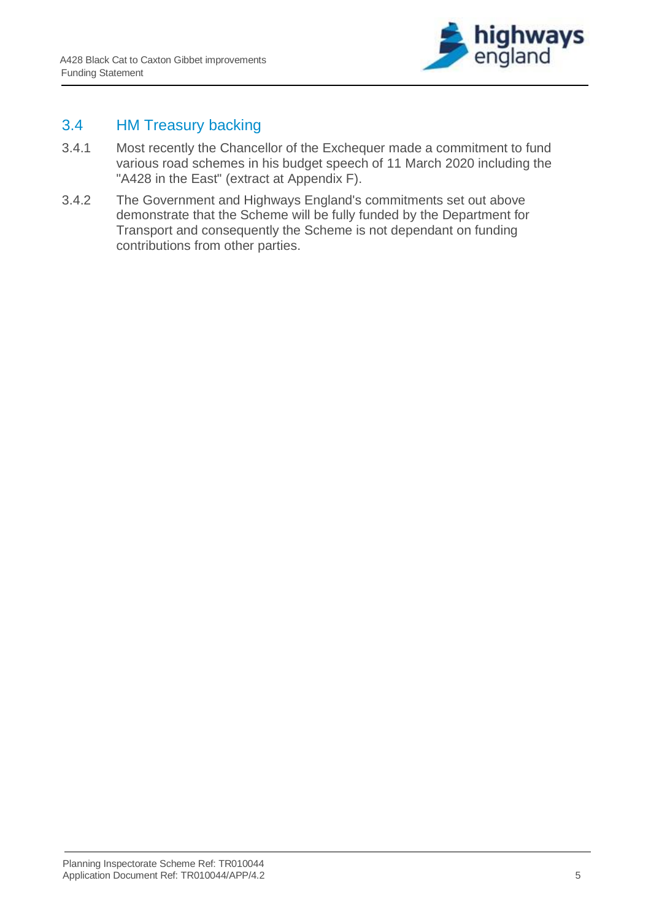## 3.4 HM Treasury backing

3.4.1 Most recently the Chancellor of the Exchequer made a commitment to fund various road schemes in his budget speech of 11 March 2020 including the "A428 in the East" (extract at Appendix F).

3.4.2 The Government and Highways England's commitments set out above demonstrate that the Scheme will be fully funded by the Department for Transport and consequently the Scheme is not dependant on funding contributions from other parties.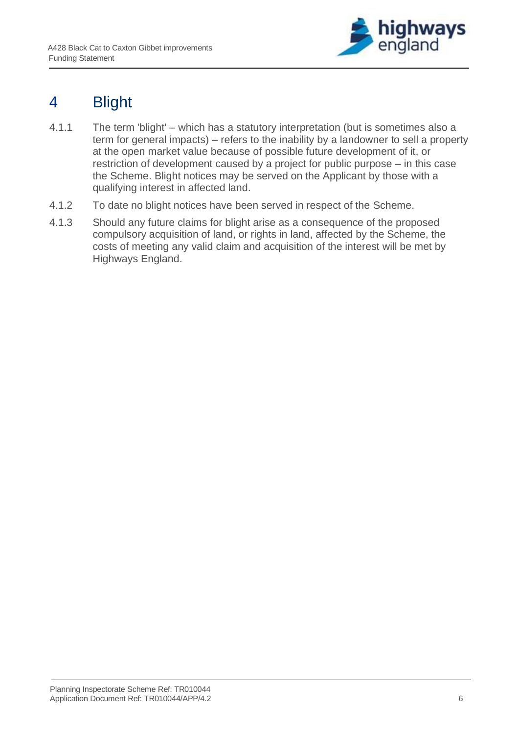# 4 Blight

4.1.1 The term 'blight' – which has a statutory interpretation (but is sometimes also a term for general impacts) – refers to the inability by a landowner to sell a property at the open market value because of possible future development of it, or restriction of development caused by a project for public purpose – in this case the Scheme. Blight notices may be served on the Applicant by those with a qualifying interest in affected land.

4.1.2 To date no blight notices have been served in respect of the Scheme.

4.1.3 Should any future claims for blight arise as a consequence of the proposed compulsory acquisition of land, or rights in land, affected by the Scheme, the costs of meeting any valid claim and acquisition of the interest will be met by Highways England.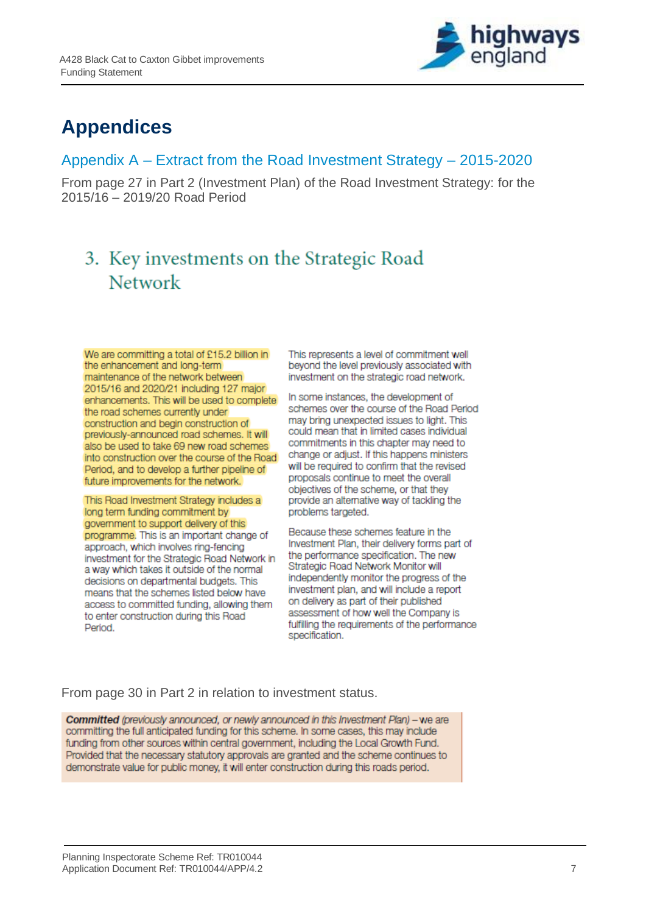# Appendices

## Appendix A – Extract from the Road Investment Strategy – 2015-2020

From page 27 in Part 2 (Investment Plan) of the Road Investment Strategy: for the 2015/16 – 2019/20 Road Period

### 3. Key investments on the Strategic Road Network

We are committing a total of £15.2 billion in the enhancement and long-term maintenance of the network between 2015/16 and 2020/21 including 127 major enhancements. This will be used to complete the road schemes currently under construction and begin construction of previously-announced road schemes. It will also be used to take 69 new road schemes into construction over the course of the Road Period, and to develop a further pipeline of future improvements for the network.

This Road Investment Strategy includes a long term funding commitment by government to support delivery of this programme. This is an important change of approach, which involves ring-fencing investment for the Strategic Road Network in a way which takes it outside of the normal decisions on departmental budgets. This means that the schemes listed below have access to committed funding, allowing them to enter construction during this Road Period.

This represents a level of commitment well beyond the level previously associated with investment on the strategic road network.

In some instances, the development of schemes over the course of the Road Period may bring unexpected issues to light. This could mean that in limited cases individual commitments in this chapter may need to change or adjust. If this happens ministers will be required to confirm that the revised proposals continue to meet the overall objectives of the scheme, or that they provide an alternative way of tackling the problems targeted.

Because these schemes feature in the Investment Plan, their delivery forms part of the performance specification. The new Strategic Road Network Monitor will independently monitor the progress of the investment plan, and will include a report on delivery as part of their published assessment of how well the Company is fulfilling the requirements of the performance specification.

From page 30 in Part 2 in relation to investment status.

**Committed** *(previously announced, or newly announced in this Investment Plan)* – we are committing the full anticipated funding for this scheme. In some cases, this may include funding from other sources within central government, including the Local Growth Fund. Provided that the necessary statutory approvals are granted and the scheme continues to demonstrate value for public money, it will enter construction during this roads period.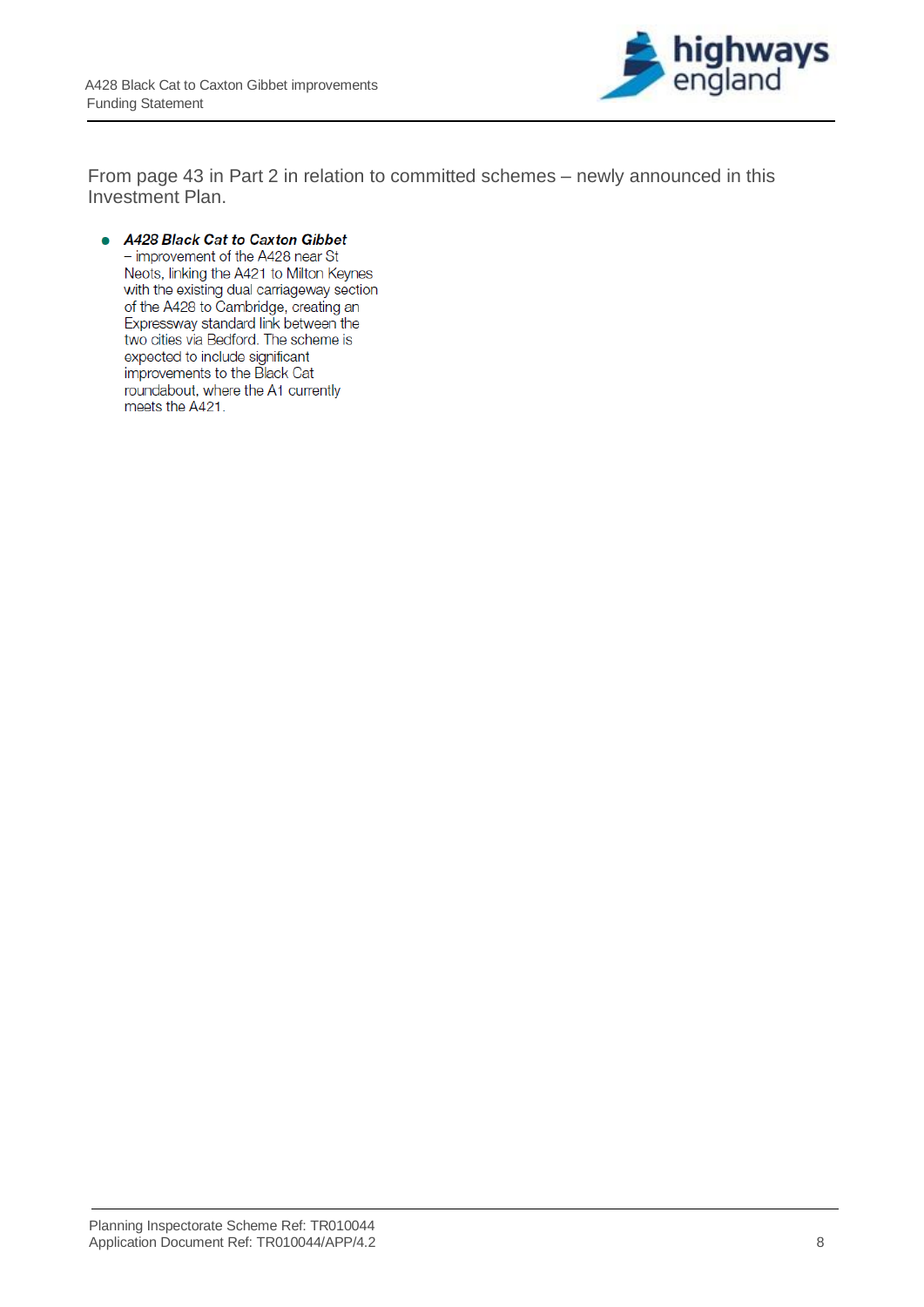From page 43 in Part 2 in relation to committed schemes – newly announced in this Investment Plan.

- ***A428 Black Cat to Caxton Gibbet*** – improvement of the A428 near St Neots, linking the A421 to Milton Keynes with the existing dual carriageway section of the A428 to Cambridge, creating an Expressway standard link between the two cities via Bedford. The scheme is expected to include significant improvements to the Black Cat roundabout, where the A1 currently meets the A421.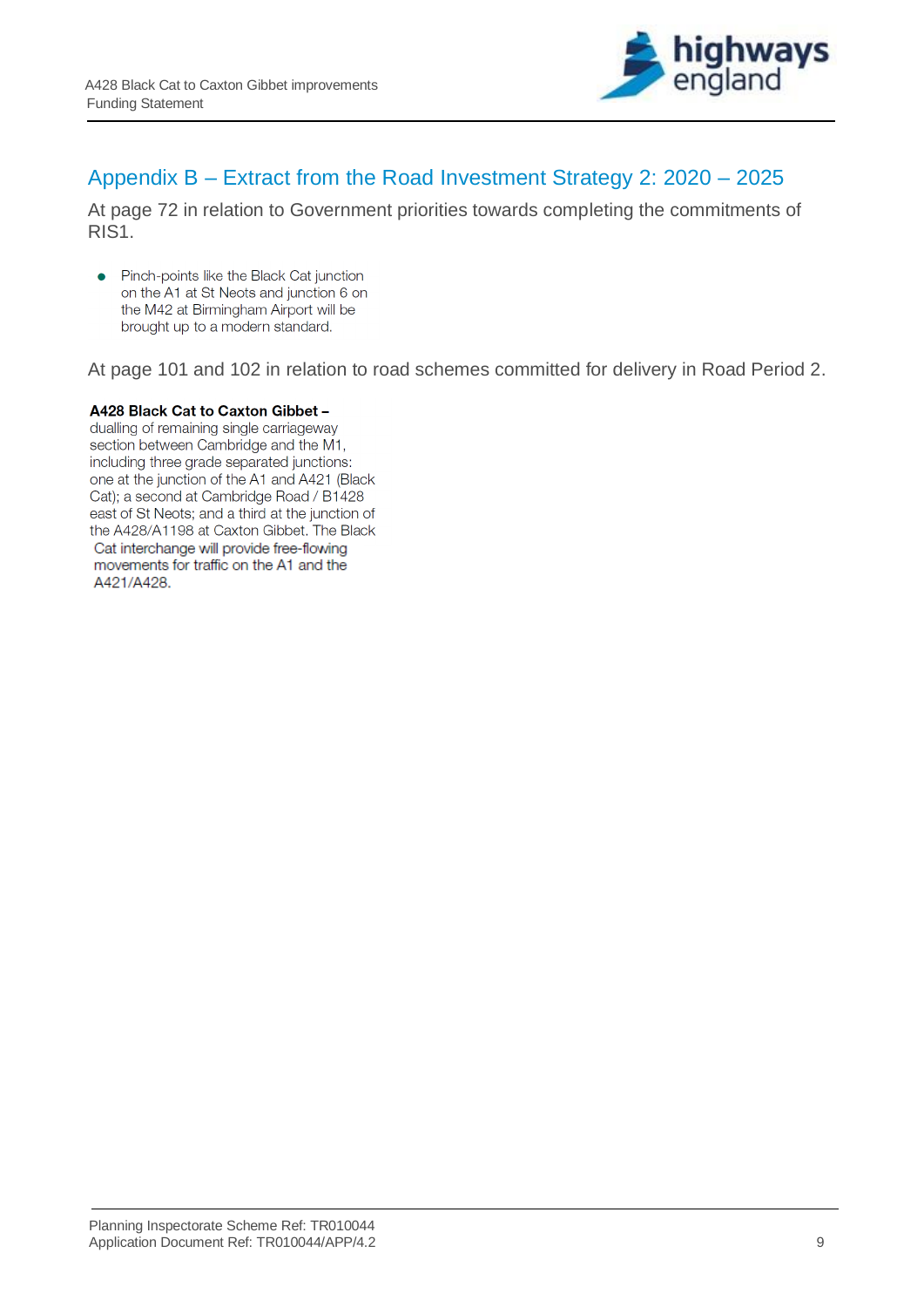## Appendix B – Extract from the Road Investment Strategy 2: 2020 – 2025

At page 72 in relation to Government priorities towards completing the commitments of RIS1.

- Pinch-points like the Black Cat junction on the A1 at St Neots and junction 6 on the M42 at Birmingham Airport will be brought up to a modern standard.

At page 101 and 102 in relation to road schemes committed for delivery in Road Period 2.

**A428 Black Cat to Caxton Gibbet –** dualling of remaining single carriageway section between Cambridge and the M1, including three grade separated junctions: one at the junction of the A1 and A421 (Black Cat); a second at Cambridge Road / B1428 east of St Neots; and a third at the junction of the A428/A1198 at Caxton Gibbet. The Black Cat interchange will provide free-flowing movements for traffic on the A1 and the A421/A428.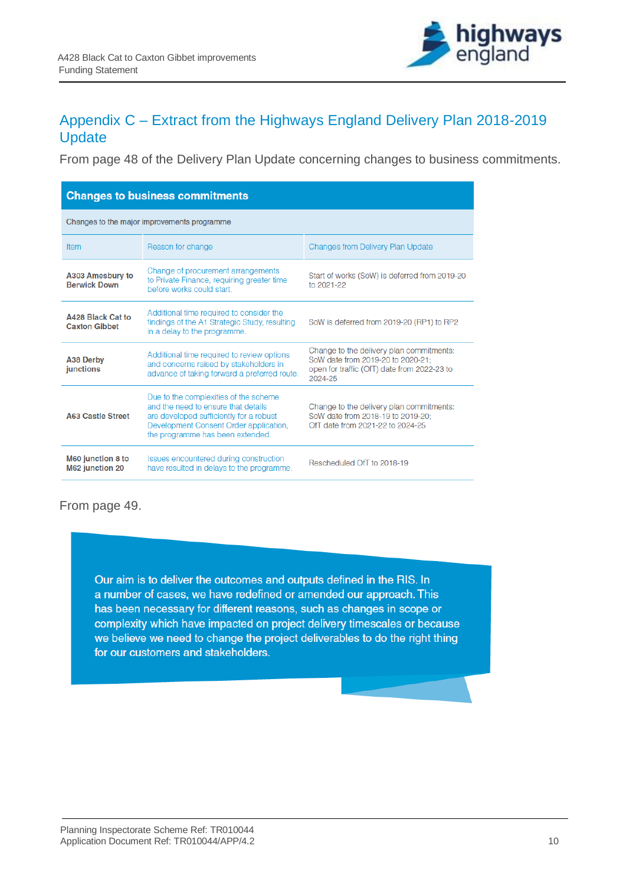## Appendix C – Extract from the Highways England Delivery Plan 2018-2019 Update

From page 48 of the Delivery Plan Update concerning changes to business commitments.

| Changes to business commitments | | |
|---|---|---|
| Changes to the major improvements programme | | |
| Item | Reason for change | Changes from Delivery Plan Update |
| **A303 Amesbury to Berwick Down** | Change of procurement arrangements to Private Finance, requiring greater time before works could start. | Start of works (SoW) is deferred from 2019-20 to 2021-22 |
| **A428 Black Cat to Caxton Gibbet** | Additional time required to consider the findings of the A1 Strategic Study, resulting in a delay to the programme. | SoW is deferred from 2019-20 (RP1) to RP2 |
| **A38 Derby junctions** | Additional time required to review options and concerns raised by stakeholders in advance of taking forward a preferred route. | Change to the delivery plan commitments: SoW date from 2019-20 to 2020-21; open for traffic (OfT) date from 2022-23 to 2024-25 |
| **A63 Castle Street** | Due to the complexities of the scheme and the need to ensure that details are developed sufficiently for a robust Development Consent Order application, the programme has been extended. | Change to the delivery plan commitments: SoW date from 2018-19 to 2019-20; OfT date from 2021-22 to 2024-25 |
| **M60 junction 8 to M62 junction 20** | Issues encountered during construction have resulted in delays to the programme. | Rescheduled OfT to 2018-19 |

From page 49.

Our aim is to deliver the outcomes and outputs defined in the RIS. In a number of cases, we have redefined or amended our approach. This has been necessary for different reasons, such as changes in scope or complexity which have impacted on project delivery timescales or because we believe we need to change the project deliverables to do the right thing for our customers and stakeholders.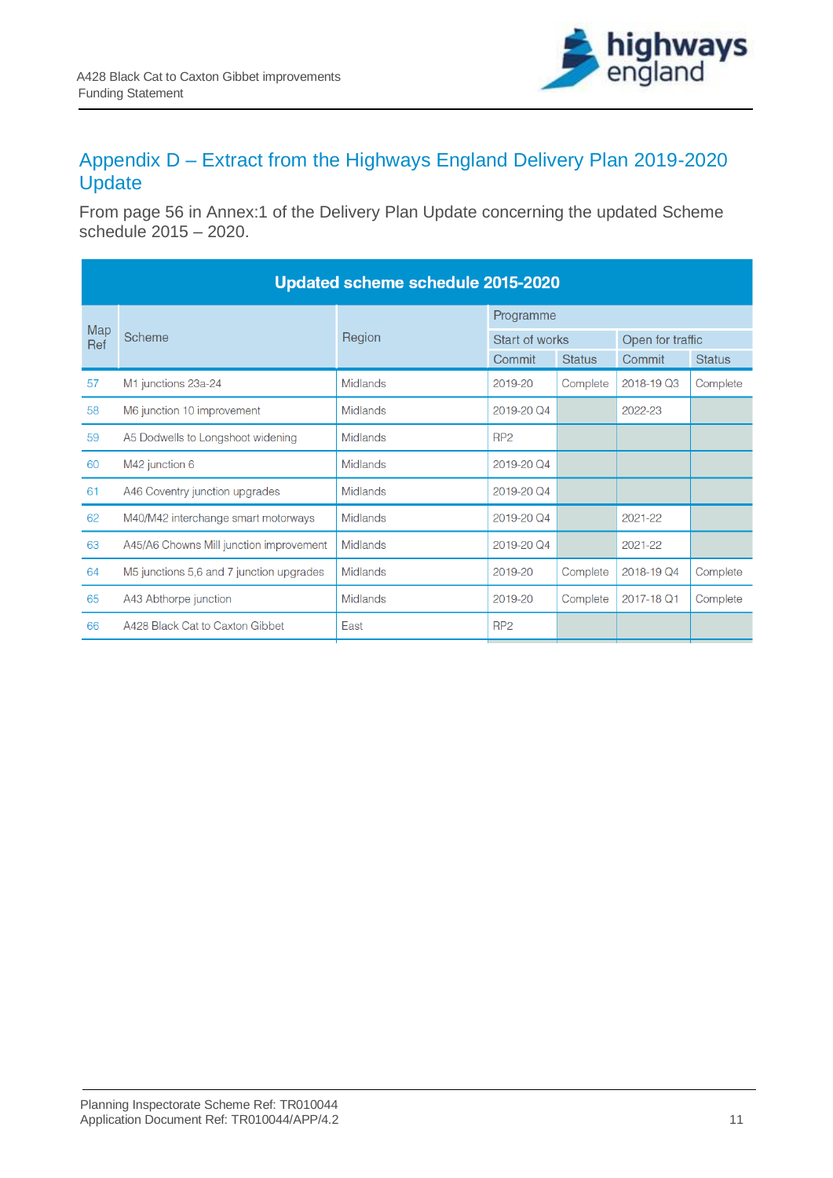## Appendix D – Extract from the Highways England Delivery Plan 2019-2020 Update

From page 56 in Annex:1 of the Delivery Plan Update concerning the updated Scheme schedule 2015 – 2020.

| Updated scheme schedule 2015-2020 | | | | | | |
|---|---|---|---|---|---|---|
| Map Ref | Scheme | Region | Programme | | | |
| | | | Start of works | | Open for traffic | |
| | | | Commit | Status | Commit | Status |
| 57 | M1 junctions 23a-24 | Midlands | 2019-20 | Complete | 2018-19 Q3 | Complete |
| 58 | M6 junction 10 improvement | Midlands | 2019-20 Q4 | | 2022-23 | |
| 59 | A5 Dodwells to Longshoot widening | Midlands | RP2 | | | |
| 60 | M42 junction 6 | Midlands | 2019-20 Q4 | | | |
| 61 | A46 Coventry junction upgrades | Midlands | 2019-20 Q4 | | | |
| 62 | M40/M42 interchange smart motorways | Midlands | 2019-20 Q4 | | 2021-22 | |
| 63 | A45/A6 Chowns Mill junction improvement | Midlands | 2019-20 Q4 | | 2021-22 | |
| 64 | M5 junctions 5,6 and 7 junction upgrades | Midlands | 2019-20 | Complete | 2018-19 Q4 | Complete |
| 65 | A43 Abthorpe junction | Midlands | 2019-20 | Complete | 2017-18 Q1 | Complete |
| 66 | A428 Black Cat to Caxton Gibbet | East | RP2 | | | |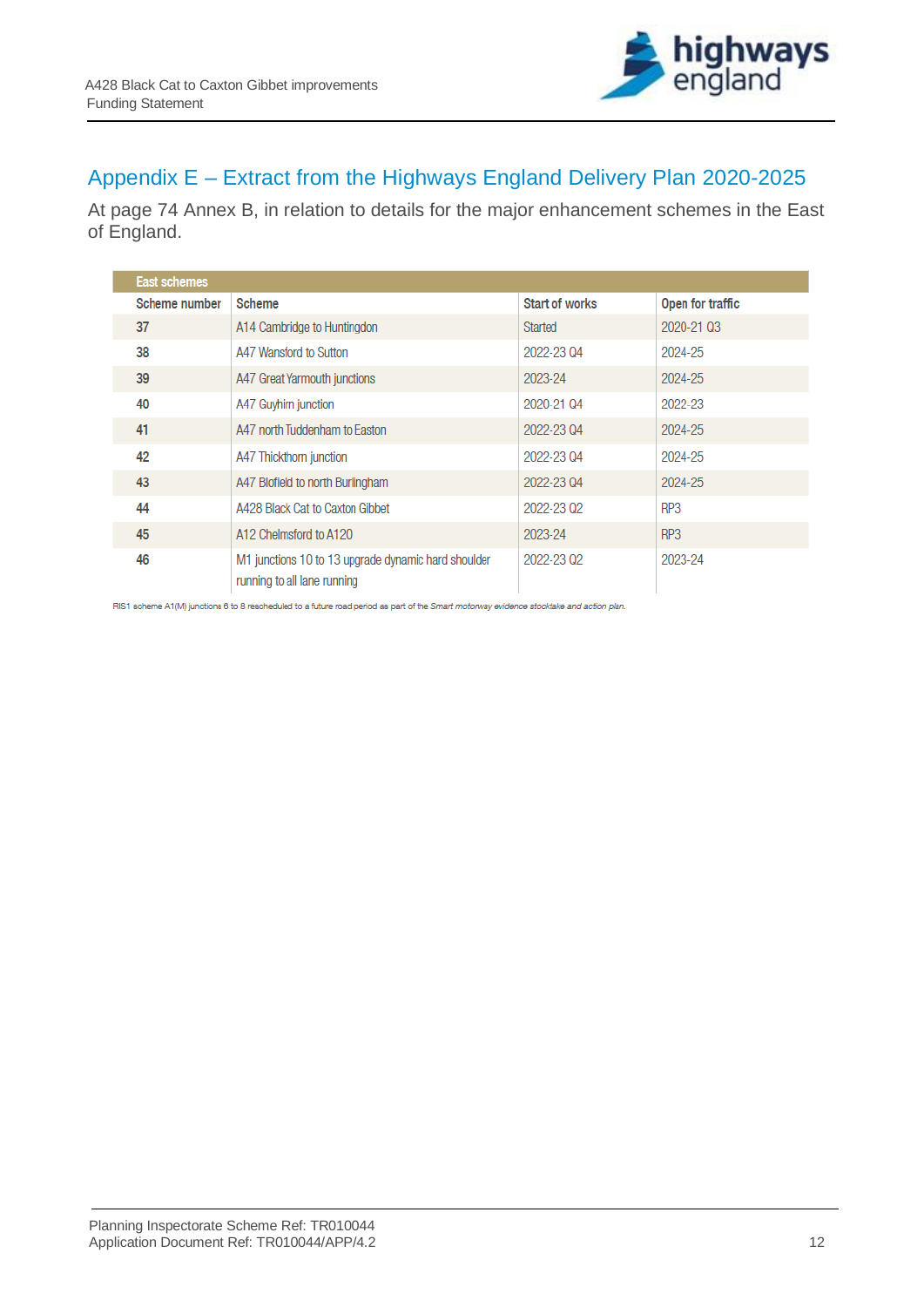## Appendix E – Extract from the Highways England Delivery Plan 2020-2025

At page 74 Annex B, in relation to details for the major enhancement schemes in the East of England.

| East schemes | | | |
|---|---|---|---|
| **Scheme number** | **Scheme** | **Start of works** | **Open for traffic** |
| 37 | A14 Cambridge to Huntingdon | Started | 2020-21 Q3 |
| 38 | A47 Wansford to Sutton | 2022-23 Q4 | 2024-25 |
| 39 | A47 Great Yarmouth junctions | 2023-24 | 2024-25 |
| 40 | A47 Guyhirn junction | 2020-21 Q4 | 2022-23 |
| 41 | A47 north Tuddenham to Easton | 2022-23 Q4 | 2024-25 |
| 42 | A47 Thickthorn junction | 2022-23 Q4 | 2024-25 |
| 43 | A47 Blofield to north Burlingham | 2022-23 Q4 | 2024-25 |
| 44 | A428 Black Cat to Caxton Gibbet | 2022-23 Q2 | RP3 |
| 45 | A12 Chelmsford to A120 | 2023-24 | RP3 |
| 46 | M1 junctions 10 to 13 upgrade dynamic hard shoulder running to all lane running | 2022-23 Q2 | 2023-24 |

RIS1 scheme A1(M) junctions 6 to 8 rescheduled to a future road period as part of the *Smart motorway evidence stocktake and action plan.*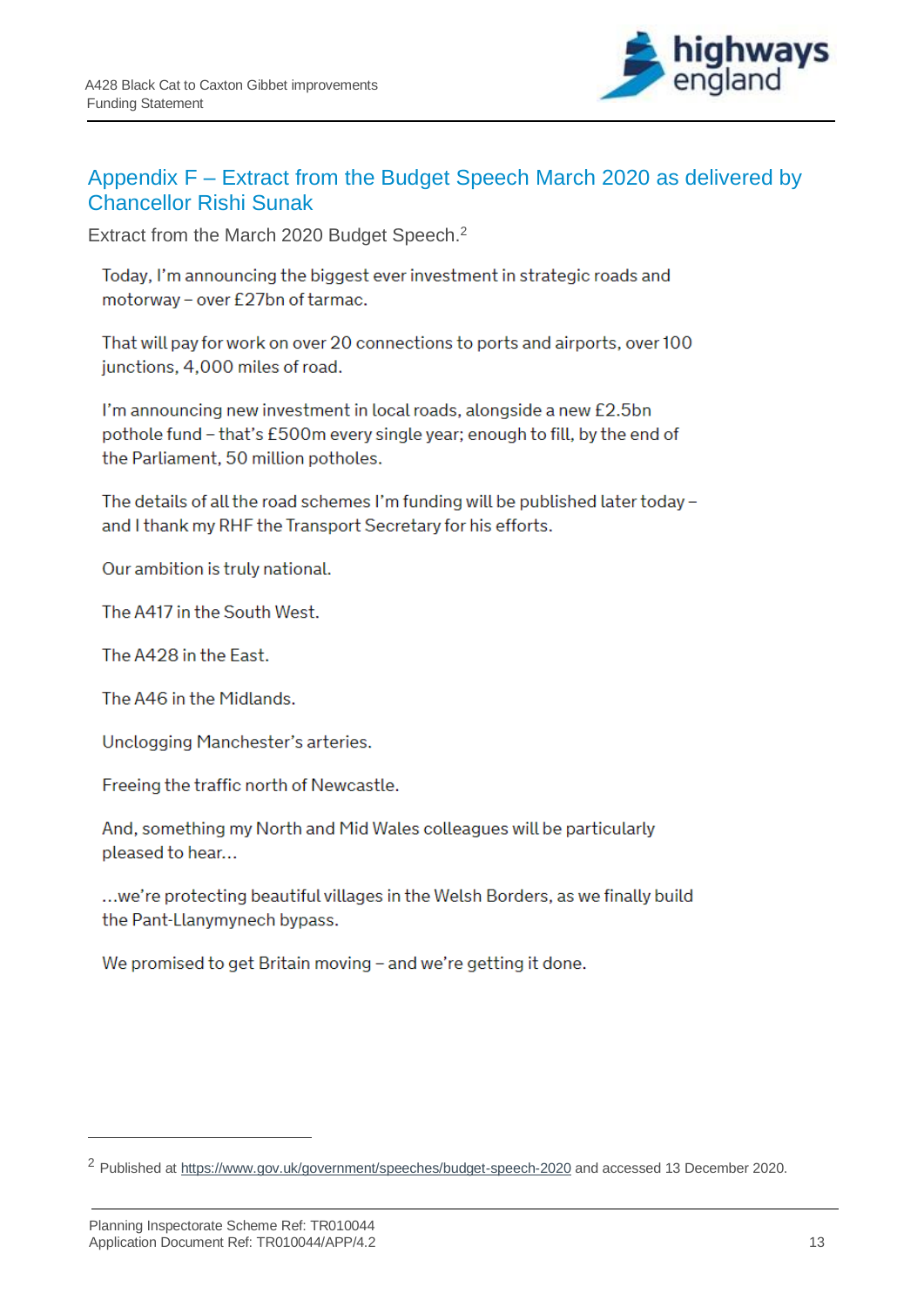## Appendix F – Extract from the Budget Speech March 2020 as delivered by Chancellor Rishi Sunak

Extract from the March 2020 Budget Speech.[2]

Today, I'm announcing the biggest ever investment in strategic roads and motorway – over £27bn of tarmac.

That will pay for work on over 20 connections to ports and airports, over 100 junctions, 4,000 miles of road.

I'm announcing new investment in local roads, alongside a new £2.5bn pothole fund – that's £500m every single year; enough to fill, by the end of the Parliament, 50 million potholes.

The details of all the road schemes I'm funding will be published later today – and I thank my RHF the Transport Secretary for his efforts.

Our ambition is truly national.

The A417 in the South West.

The A428 in the East.

The A46 in the Midlands.

Unclogging Manchester's arteries.

Freeing the traffic north of Newcastle.

And, something my North and Mid Wales colleagues will be particularly pleased to hear...

...we're protecting beautiful villages in the Welsh Borders, as we finally build the Pant-Llanymynech bypass.

We promised to get Britain moving – and we're getting it done.

---

[2] Published at https://www.gov.uk/government/speeches/budget-speech-2020 and accessed 13 December 2020.